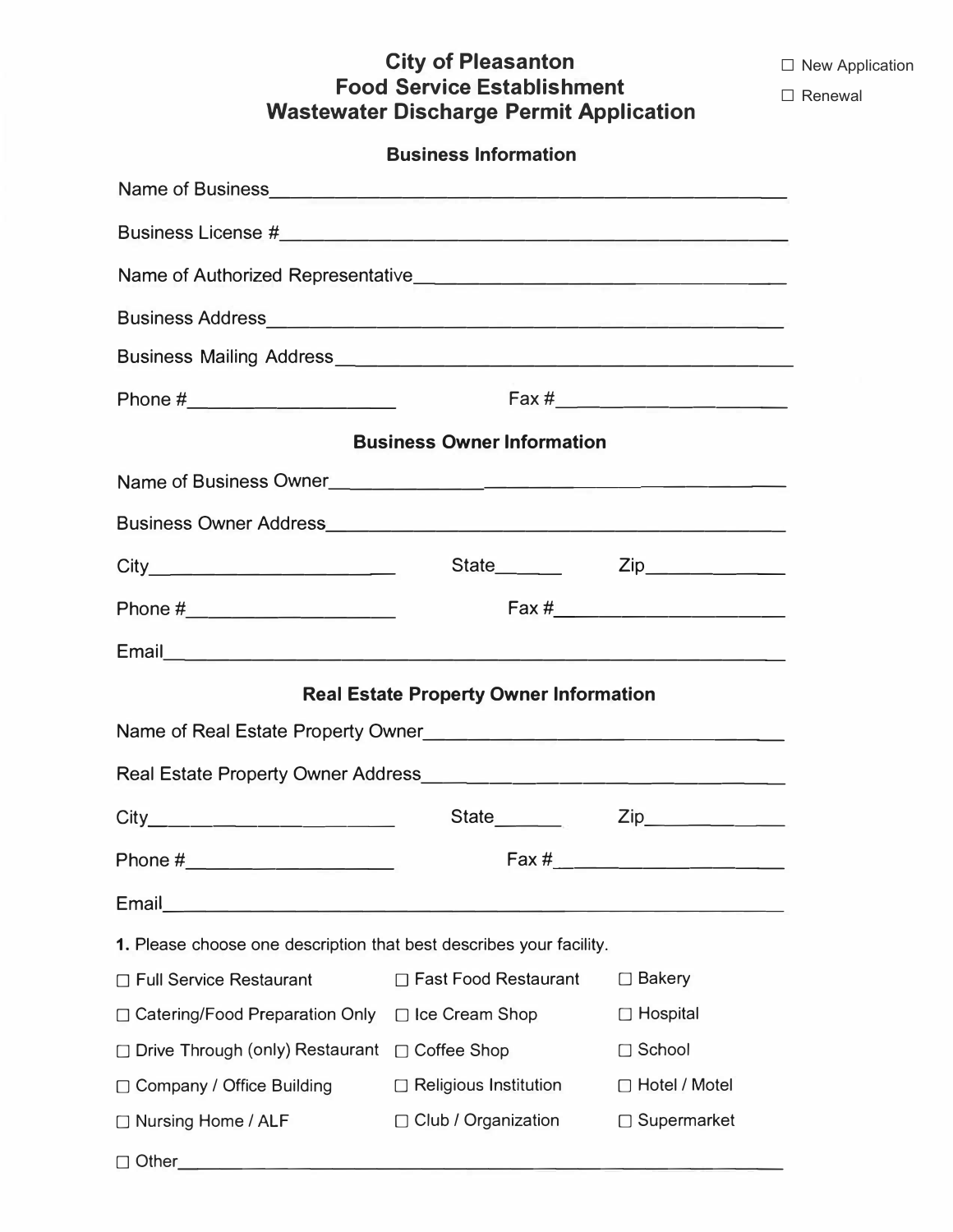☐ New Application

☐ Renewal

# City of Pleasanton
# Food Service Establishment
# Wastewater Discharge Permit Application

## Business Information

Name of Business______________________________________________

Business License #______________________________________________

Name of Authorized Representative______________________________________________

Business Address______________________________________________

Business Mailing Address______________________________________________

Phone #____________________ Fax #____________________

## Business Owner Information

Name of Business Owner______________________________________________

Business Owner Address______________________________________________

City______________________ State______ Zip____________

Phone #____________________ Fax #____________________

Email______________________________________________

## Real Estate Property Owner Information

Name of Real Estate Property Owner______________________________________________

Real Estate Property Owner Address______________________________________________

City______________________ State______ Zip____________

Phone #____________________ Fax #____________________

Email______________________________________________

**1.** Please choose one description that best describes your facility.

| | | |
|---|---|---|
| ☐ Full Service Restaurant | ☐ Fast Food Restaurant | ☐ Bakery |
| ☐ Catering/Food Preparation Only | ☐ Ice Cream Shop | ☐ Hospital |
| ☐ Drive Through (only) Restaurant | ☐ Coffee Shop | ☐ School |
| ☐ Company / Office Building | ☐ Religious Institution | ☐ Hotel / Motel |
| ☐ Nursing Home / ALF | ☐ Club / Organization | ☐ Supermarket |

☐ Other______________________________________________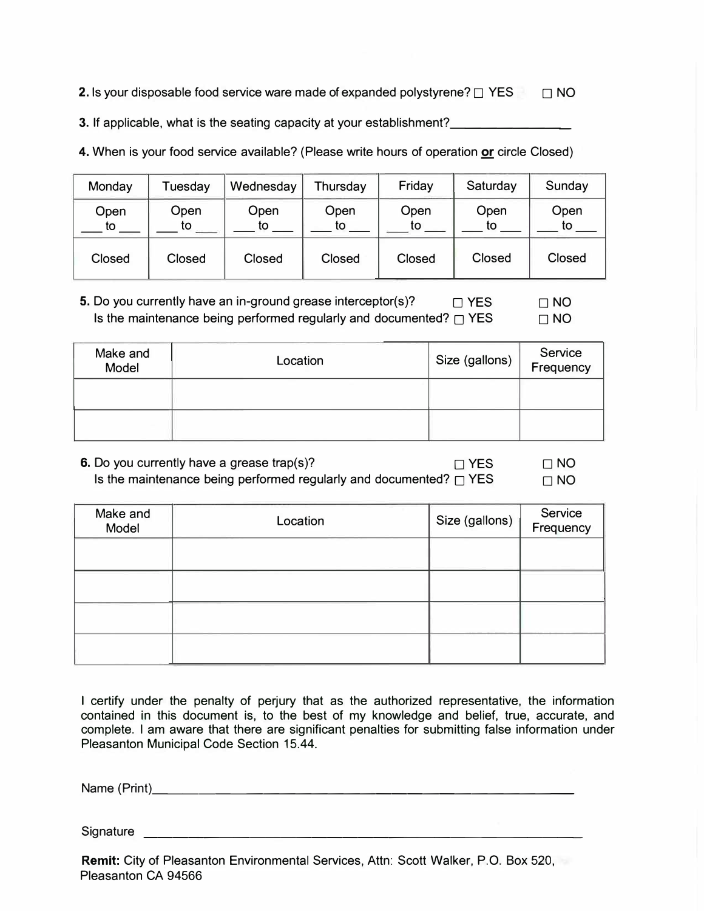**2.** Is your disposable food service ware made of expanded polystyrene? ☐ YES ☐ NO

**3.** If applicable, what is the seating capacity at your establishment?_________________

**4.** When is your food service available? (Please write hours of operation **or** circle Closed)

| Monday | Tuesday | Wednesday | Thursday | Friday | Saturday | Sunday |
|---|---|---|---|---|---|---|
| Open ___ to ___ | Open ___ to ___ | Open ___ to ___ | Open ___ to ___ | Open ___ to ___ | Open ___ to ___ | Open ___ to ___ |
| Closed | Closed | Closed | Closed | Closed | Closed | Closed |

**5.** Do you currently have an in-ground grease interceptor(s)? ☐ YES ☐ NO
Is the maintenance being performed regularly and documented? ☐ YES ☐ NO

| Make and Model | Location | Size (gallons) | Service Frequency |
|---|---|---|---|
| | | | |
| | | | |

**6.** Do you currently have a grease trap(s)? ☐ YES ☐ NO
Is the maintenance being performed regularly and documented? ☐ YES ☐ NO

| Make and Model | Location | Size (gallons) | Service Frequency |
|---|---|---|---|
| | | | |
| | | | |
| | | | |
| | | | |

I certify under the penalty of perjury that as the authorized representative, the information contained in this document is, to the best of my knowledge and belief, true, accurate, and complete. I am aware that there are significant penalties for submitting false information under Pleasanton Municipal Code Section 15.44.

Name (Print)_______________________________________________________________

Signature _________________________________________________________________

**Remit:** City of Pleasanton Environmental Services, Attn: Scott Walker, P.O. Box 520, Pleasanton CA 94566